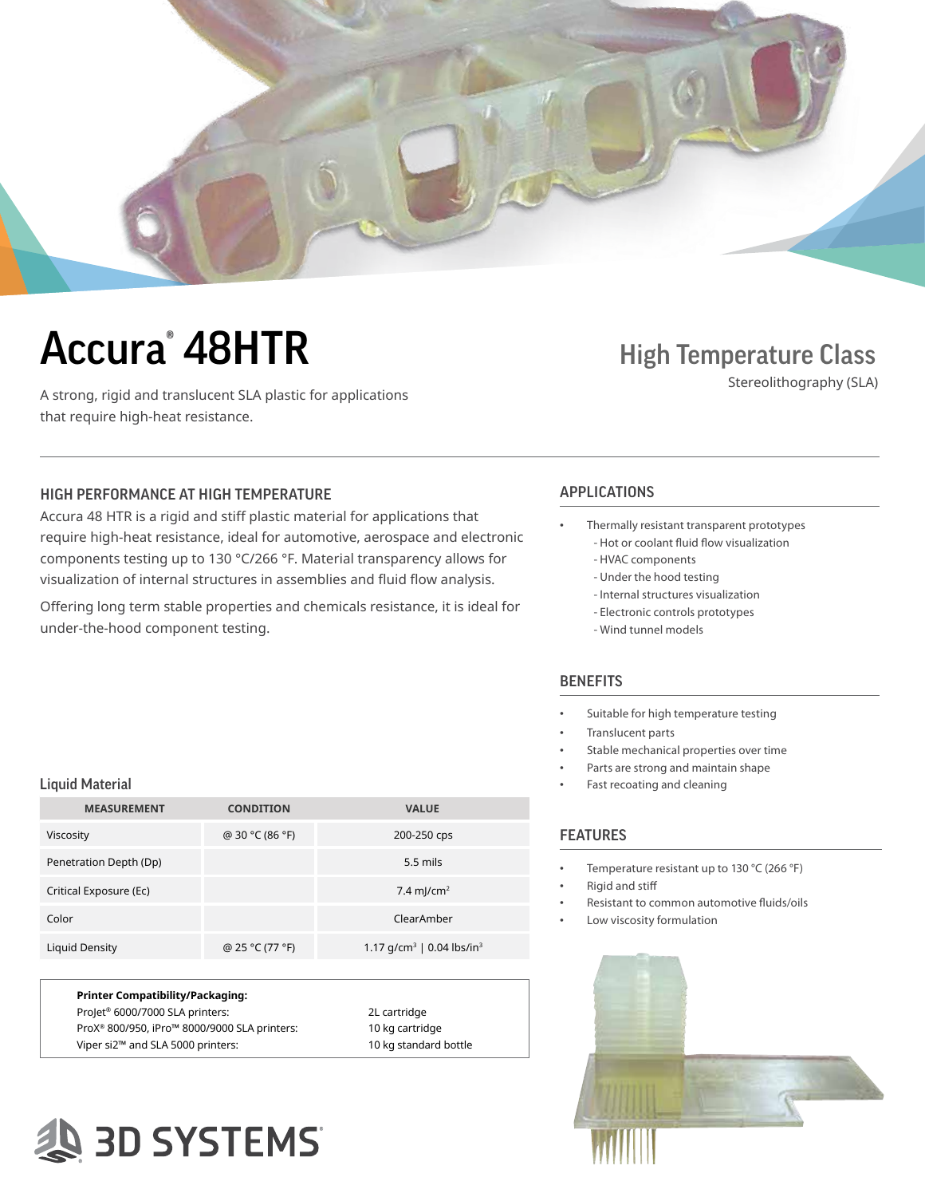# Accura® 48HTR

## High Temperature Class

Stereolithography (SLA)

A strong, rigid and translucent SLA plastic for applications that require high-heat resistance.

### HIGH PERFORMANCE AT HIGH TEMPERATURE

Accura 48 HTR is a rigid and stiff plastic material for applications that require high-heat resistance, ideal for automotive, aerospace and electronic components testing up to 130 °C/266 °F. Material transparency allows for visualization of internal structures in assemblies and fluid flow analysis.

Offering long term stable properties and chemicals resistance, it is ideal for under-the-hood component testing.

### APPLICATIONS

- Thermally resistant transparent prototypes
  - Hot or coolant fluid flow visualization
  - HVAC components
  - Under the hood testing
  - Internal structures visualization
  - Electronic controls prototypes
  - Wind tunnel models

### BENEFITS

- Suitable for high temperature testing
- Translucent parts
- Stable mechanical properties over time
- Parts are strong and maintain shape
- Fast recoating and cleaning

### FEATURES

- Temperature resistant up to 130 °C (266 °F)
- Rigid and stiff
- Resistant to common automotive fluids/oils
- Low viscosity formulation

### Liquid Material

| MEASUREMENT | CONDITION | VALUE |
|---|---|---|
| Viscosity | @ 30 °C (86 °F) | 200-250 cps |
| Penetration Depth (Dp) | | 5.5 mils |
| Critical Exposure (Ec) | | 7.4 mJ/cm² |
| Color | | ClearAmber |
| Liquid Density | @ 25 °C (77 °F) | 1.17 g/cm³ \| 0.04 lbs/in³ |

**Printer Compatibility/Packaging:**

| | |
|---|---|
| ProJet® 6000/7000 SLA printers: | 2L cartridge |
| ProX® 800/950, iPro™ 8000/9000 SLA printers: | 10 kg cartridge |
| Viper si2™ and SLA 5000 printers: | 10 kg standard bottle |

3D SYSTEMS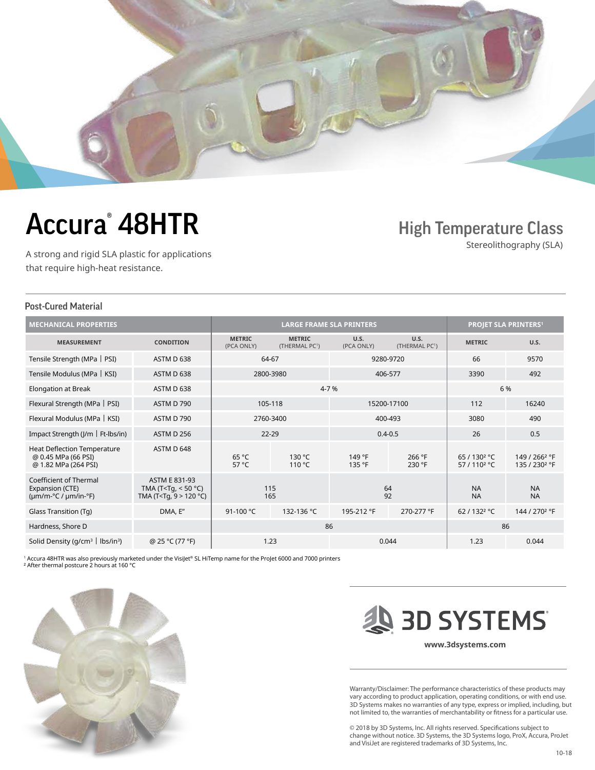# Accura® 48HTR

## High Temperature Class

Stereolithography (SLA)

A strong and rigid SLA plastic for applications that require high-heat resistance.

### Post-Cured Material

| MECHANICAL PROPERTIES | | LARGE FRAME SLA PRINTERS | | | | PROJET SLA PRINTERS[1] | |
|---|---|---|---|---|---|---|---|
| MEASUREMENT | CONDITION | METRIC (PCA ONLY) | METRIC (THERMAL PC[1]) | U.S. (PCA ONLY) | U.S. (THERMAL PC[1]) | METRIC | U.S. |
| Tensile Strength (MPa \| PSI) | ASTM D 638 | 64-67 | | 9280-9720 | | 66 | 9570 |
| Tensile Modulus (MPa \| KSI) | ASTM D 638 | 2800-3980 | | 406-577 | | 3390 | 492 |
| Elongation at Break | ASTM D 638 | 4-7 % | | | | 6 % | |
| Flexural Strength (MPa \| PSI) | ASTM D 790 | 105-118 | | 15200-17100 | | 112 | 16240 |
| Flexural Modulus (MPa \| KSI) | ASTM D 790 | 2760-3400 | | 400-493 | | 3080 | 490 |
| Impact Strength (J/m \| Ft-lbs/in) | ASTM D 256 | 22-29 | | 0.4-0.5 | | 26 | 0.5 |
| Heat Deflection Temperature @ 0.45 MPa (66 PSI) @ 1.82 MPa (264 PSI) | ASTM D 648 | 65 °C 57 °C | 130 °C 110 °C | 149 °F 135 °F | 266 °F 230 °F | 65 / 130[2] °C 57 / 110[2] °C | 149 / 266[2] °F 135 / 230[2] °F |
| Coefficient of Thermal Expansion (CTE) (µm/m-°C / µm/in-°F) | ASTM E 831-93 TMA (T<Tg, < 50 °C) TMA (T<Tg, 9 > 120 °C) | 115 165 | | 64 92 | | NA NA | NA NA |
| Glass Transition (Tg) | DMA, E" | 91-100 °C | 132-136 °C | 195-212 °F | 270-277 °F | 62 / 132[2] °C | 144 / 270[2] °F |
| Hardness, Shore D | | 86 | | | | 86 | |
| Solid Density (g/cm³ \| lbs/in³) | @ 25 °C (77 °F) | 1.23 | | 0.044 | | 1.23 | 0.044 |

[1] Accura 48HTR was also previously marketed under the VisiJet® SL HiTemp name for the ProJet 6000 and 7000 printers
[2] After thermal postcure 2 hours at 160 °C

3D SYSTEMS

www.3dsystems.com

Warranty/Disclaimer: The performance characteristics of these products may vary according to product application, operating conditions, or with end use. 3D Systems makes no warranties of any type, express or implied, including, but not limited to, the warranties of merchantability or fitness for a particular use.

© 2018 by 3D Systems, Inc. All rights reserved. Specifications subject to change without notice. 3D Systems, the 3D Systems logo, ProX, Accura, ProJet and VisiJet are registered trademarks of 3D Systems, Inc.

10-18